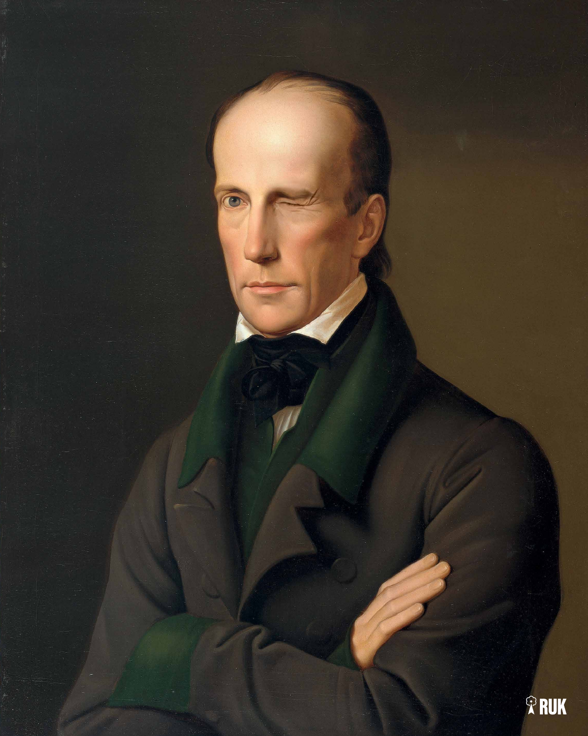RUK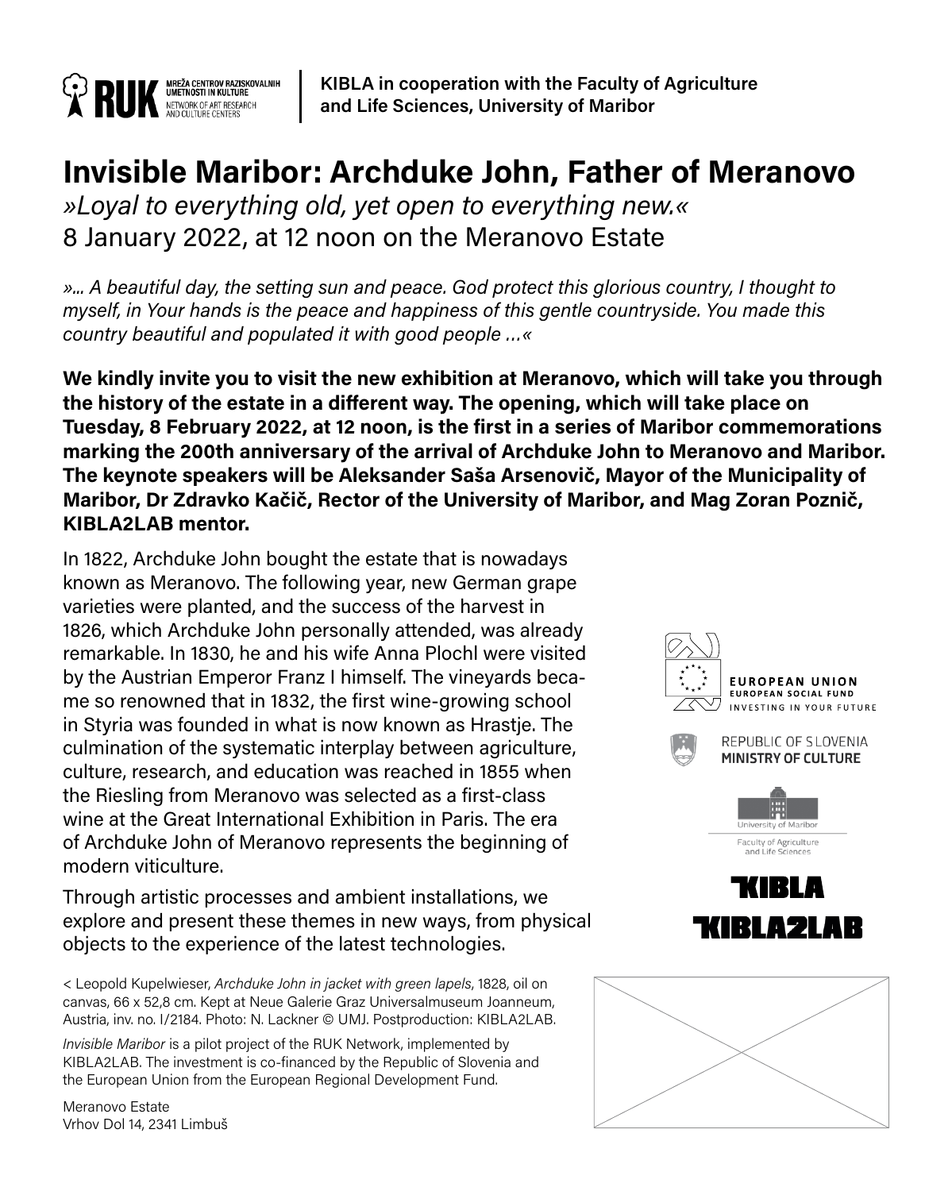RUK MREŽA CENTROV RAZISKOVALNIH UMETNOSTI IN KULTURE NETWORK OF ART RESEARCH AND CULTURE CENTERS

**KIBLA in cooperation with the Faculty of Agriculture and Life Sciences, University of Maribor**

# Invisible Maribor: Archduke John, Father of Meranovo

*»Loyal to everything old, yet open to everything new.«*

8 January 2022, at 12 noon on the Meranovo Estate

*»... A beautiful day, the setting sun and peace. God protect this glorious country, I thought to myself, in Your hands is the peace and happiness of this gentle countryside. You made this country beautiful and populated it with good people ...«*

**We kindly invite you to visit the new exhibition at Meranovo, which will take you through the history of the estate in a different way. The opening, which will take place on Tuesday, 8 February 2022, at 12 noon, is the first in a series of Maribor commemorations marking the 200th anniversary of the arrival of Archduke John to Meranovo and Maribor. The keynote speakers will be Aleksander Saša Arsenovič, Mayor of the Municipality of Maribor, Dr Zdravko Kačič, Rector of the University of Maribor, and Mag Zoran Poznič, KIBLA2LAB mentor.**

In 1822, Archduke John bought the estate that is nowadays known as Meranovo. The following year, new German grape varieties were planted, and the success of the harvest in 1826, which Archduke John personally attended, was already remarkable. In 1830, he and his wife Anna Plochl were visited by the Austrian Emperor Franz I himself. The vineyards became so renowned that in 1832, the first wine-growing school in Styria was founded in what is now known as Hrastje. The culmination of the systematic interplay between agriculture, culture, research, and education was reached in 1855 when the Riesling from Meranovo was selected as a first-class wine at the Great International Exhibition in Paris. The era of Archduke John of Meranovo represents the beginning of modern viticulture.

Through artistic processes and ambient installations, we explore and present these themes in new ways, from physical objects to the experience of the latest technologies.

< Leopold Kupelwieser, *Archduke John in jacket with green lapels*, 1828, oil on canvas, 66 x 52,8 cm. Kept at Neue Galerie Graz Universalmuseum Joanneum, Austria, inv. no. I/2184. Photo: N. Lackner © UMJ. Postproduction: KIBLA2LAB.

*Invisible Maribor* is a pilot project of the RUK Network, implemented by KIBLA2LAB. The investment is co-financed by the Republic of Slovenia and the European Union from the European Regional Development Fund.

Meranovo Estate
Vrhov Dol 14, 2341 Limbuš

EUROPEAN UNION
EUROPEAN SOCIAL FUND
INVESTING IN YOUR FUTURE

REPUBLIC OF SLOVENIA
MINISTRY OF CULTURE

University of Maribor
Faculty of Agriculture and Life Sciences

KIBLA
KIBLA2LAB